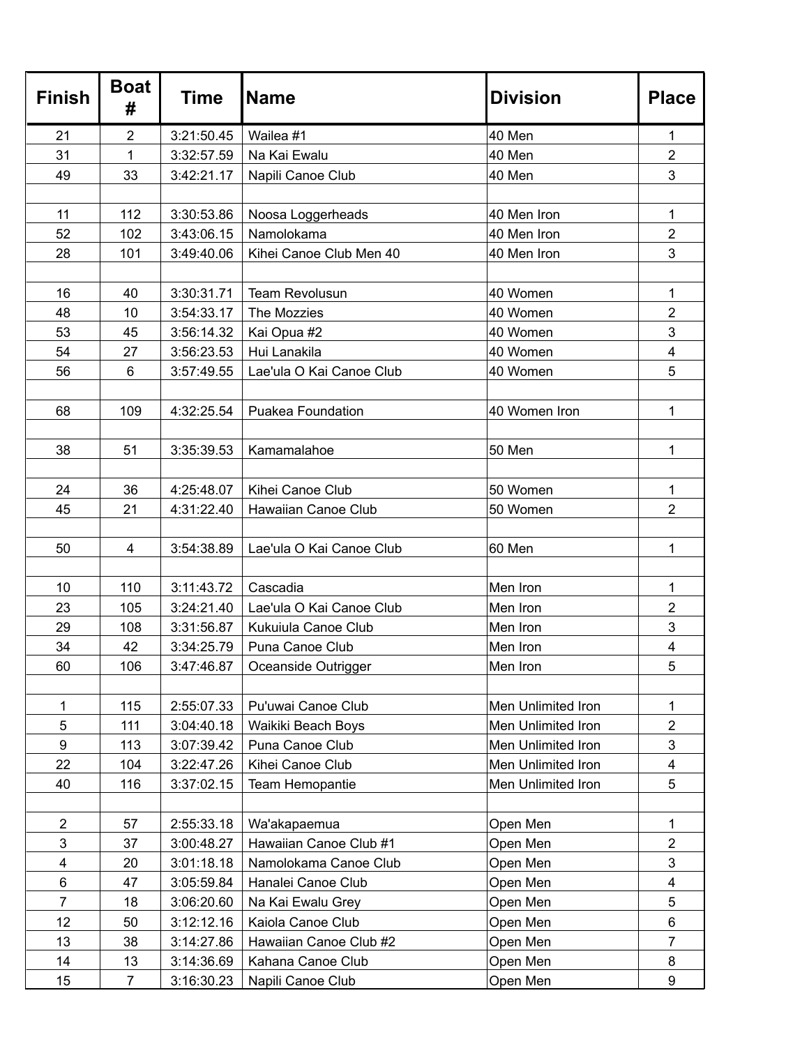| Finish | Boat # | Time | Name | Division | Place |
|---|---|---|---|---|---|
| 21 | 2 | 3:21:50.45 | Wailea #1 | 40 Men | 1 |
| 31 | 1 | 3:32:57.59 | Na Kai Ewalu | 40 Men | 2 |
| 49 | 33 | 3:42:21.17 | Napili Canoe Club | 40 Men | 3 |
| | | | | | |
| 11 | 112 | 3:30:53.86 | Noosa Loggerheads | 40 Men Iron | 1 |
| 52 | 102 | 3:43:06.15 | Namolokama | 40 Men Iron | 2 |
| 28 | 101 | 3:49:40.06 | Kihei Canoe Club Men 40 | 40 Men Iron | 3 |
| | | | | | |
| 16 | 40 | 3:30:31.71 | Team Revolusun | 40 Women | 1 |
| 48 | 10 | 3:54:33.17 | The Mozzies | 40 Women | 2 |
| 53 | 45 | 3:56:14.32 | Kai Opua #2 | 40 Women | 3 |
| 54 | 27 | 3:56:23.53 | Hui Lanakila | 40 Women | 4 |
| 56 | 6 | 3:57:49.55 | Lae'ula O Kai Canoe Club | 40 Women | 5 |
| | | | | | |
| 68 | 109 | 4:32:25.54 | Puakea Foundation | 40 Women Iron | 1 |
| | | | | | |
| 38 | 51 | 3:35:39.53 | Kamamalahoe | 50 Men | 1 |
| | | | | | |
| 24 | 36 | 4:25:48.07 | Kihei Canoe Club | 50 Women | 1 |
| 45 | 21 | 4:31:22.40 | Hawaiian Canoe Club | 50 Women | 2 |
| | | | | | |
| 50 | 4 | 3:54:38.89 | Lae'ula O Kai Canoe Club | 60 Men | 1 |
| | | | | | |
| 10 | 110 | 3:11:43.72 | Cascadia | Men Iron | 1 |
| 23 | 105 | 3:24:21.40 | Lae'ula O Kai Canoe Club | Men Iron | 2 |
| 29 | 108 | 3:31:56.87 | Kukuiula Canoe Club | Men Iron | 3 |
| 34 | 42 | 3:34:25.79 | Puna Canoe Club | Men Iron | 4 |
| 60 | 106 | 3:47:46.87 | Oceanside Outrigger | Men Iron | 5 |
| | | | | | |
| 1 | 115 | 2:55:07.33 | Pu'uwai Canoe Club | Men Unlimited Iron | 1 |
| 5 | 111 | 3:04:40.18 | Waikiki Beach Boys | Men Unlimited Iron | 2 |
| 9 | 113 | 3:07:39.42 | Puna Canoe Club | Men Unlimited Iron | 3 |
| 22 | 104 | 3:22:47.26 | Kihei Canoe Club | Men Unlimited Iron | 4 |
| 40 | 116 | 3:37:02.15 | Team Hemopantie | Men Unlimited Iron | 5 |
| | | | | | |
| 2 | 57 | 2:55:33.18 | Wa'akapaemua | Open Men | 1 |
| 3 | 37 | 3:00:48.27 | Hawaiian Canoe Club #1 | Open Men | 2 |
| 4 | 20 | 3:01:18.18 | Namolokama Canoe Club | Open Men | 3 |
| 6 | 47 | 3:05:59.84 | Hanalei Canoe Club | Open Men | 4 |
| 7 | 18 | 3:06:20.60 | Na Kai Ewalu Grey | Open Men | 5 |
| 12 | 50 | 3:12:12.16 | Kaiola Canoe Club | Open Men | 6 |
| 13 | 38 | 3:14:27.86 | Hawaiian Canoe Club #2 | Open Men | 7 |
| 14 | 13 | 3:14:36.69 | Kahana Canoe Club | Open Men | 8 |
| 15 | 7 | 3:16:30.23 | Napili Canoe Club | Open Men | 9 |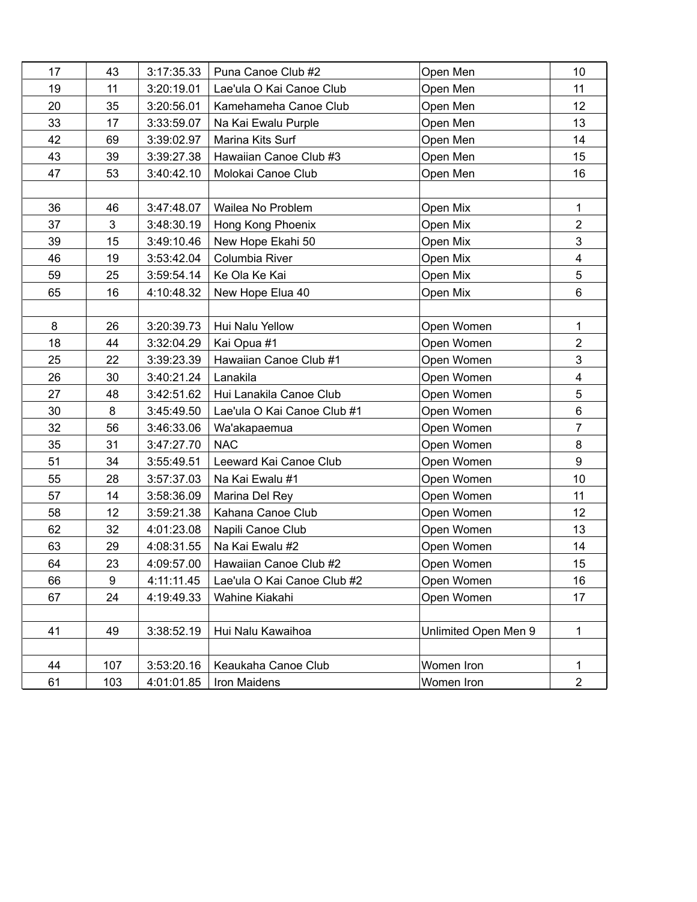| | | | | | |
|---|---|---|---|---|---|
| 17 | 43 | 3:17:35.33 | Puna Canoe Club #2 | Open Men | 10 |
| 19 | 11 | 3:20:19.01 | Lae'ula O Kai Canoe Club | Open Men | 11 |
| 20 | 35 | 3:20:56.01 | Kamehameha Canoe Club | Open Men | 12 |
| 33 | 17 | 3:33:59.07 | Na Kai Ewalu Purple | Open Men | 13 |
| 42 | 69 | 3:39:02.97 | Marina Kits Surf | Open Men | 14 |
| 43 | 39 | 3:39:27.38 | Hawaiian Canoe Club #3 | Open Men | 15 |
| 47 | 53 | 3:40:42.10 | Molokai Canoe Club | Open Men | 16 |
| | | | | | |
| 36 | 46 | 3:47:48.07 | Wailea No Problem | Open Mix | 1 |
| 37 | 3 | 3:48:30.19 | Hong Kong Phoenix | Open Mix | 2 |
| 39 | 15 | 3:49:10.46 | New Hope Ekahi 50 | Open Mix | 3 |
| 46 | 19 | 3:53:42.04 | Columbia River | Open Mix | 4 |
| 59 | 25 | 3:59:54.14 | Ke Ola Ke Kai | Open Mix | 5 |
| 65 | 16 | 4:10:48.32 | New Hope Elua 40 | Open Mix | 6 |
| | | | | | |
| 8 | 26 | 3:20:39.73 | Hui Nalu Yellow | Open Women | 1 |
| 18 | 44 | 3:32:04.29 | Kai Opua #1 | Open Women | 2 |
| 25 | 22 | 3:39:23.39 | Hawaiian Canoe Club #1 | Open Women | 3 |
| 26 | 30 | 3:40:21.24 | Lanakila | Open Women | 4 |
| 27 | 48 | 3:42:51.62 | Hui Lanakila Canoe Club | Open Women | 5 |
| 30 | 8 | 3:45:49.50 | Lae'ula O Kai Canoe Club #1 | Open Women | 6 |
| 32 | 56 | 3:46:33.06 | Wa'akapaemua | Open Women | 7 |
| 35 | 31 | 3:47:27.70 | NAC | Open Women | 8 |
| 51 | 34 | 3:55:49.51 | Leeward Kai Canoe Club | Open Women | 9 |
| 55 | 28 | 3:57:37.03 | Na Kai Ewalu #1 | Open Women | 10 |
| 57 | 14 | 3:58:36.09 | Marina Del Rey | Open Women | 11 |
| 58 | 12 | 3:59:21.38 | Kahana Canoe Club | Open Women | 12 |
| 62 | 32 | 4:01:23.08 | Napili Canoe Club | Open Women | 13 |
| 63 | 29 | 4:08:31.55 | Na Kai Ewalu #2 | Open Women | 14 |
| 64 | 23 | 4:09:57.00 | Hawaiian Canoe Club #2 | Open Women | 15 |
| 66 | 9 | 4:11:11.45 | Lae'ula O Kai Canoe Club #2 | Open Women | 16 |
| 67 | 24 | 4:19:49.33 | Wahine Kiakahi | Open Women | 17 |
| | | | | | |
| 41 | 49 | 3:38:52.19 | Hui Nalu Kawaihoa | Unlimited Open Men 9 | 1 |
| | | | | | |
| 44 | 107 | 3:53:20.16 | Keaukaha Canoe Club | Women Iron | 1 |
| 61 | 103 | 4:01:01.85 | Iron Maidens | Women Iron | 2 |